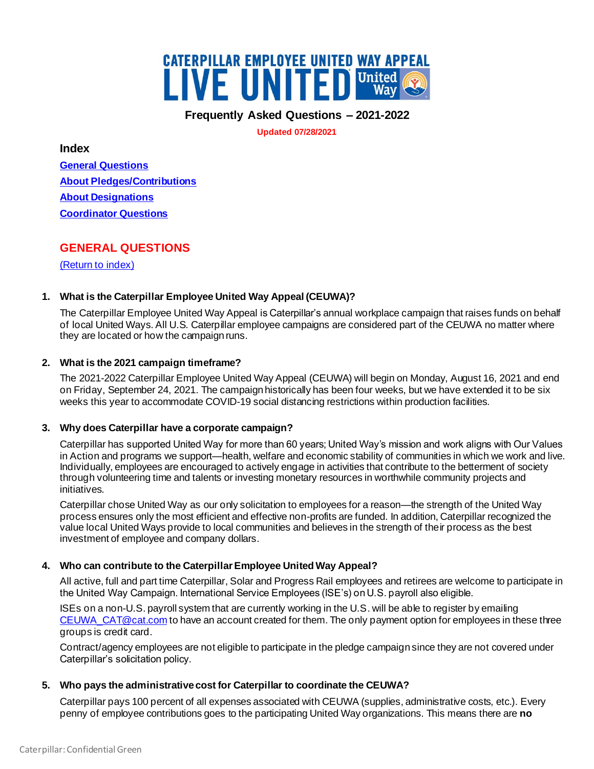# CATERPILLAR EMPLOYEE UNITED WAY APPEAL LIVE UNITED

## Frequently Asked Questions – 2021-2022

**Updated 07/28/2021**

### Index

[General Questions](#general-questions)

[About Pledges/Contributions](#about-pledgescontributions)

[About Designations](#about-designations)

[Coordinator Questions](#coordinator-questions)

## GENERAL QUESTIONS

[(Return to index)](#index)

1. **What is the Caterpillar Employee United Way Appeal (CEUWA)?**

   The Caterpillar Employee United Way Appeal is Caterpillar's annual workplace campaign that raises funds on behalf of local United Ways. All U.S. Caterpillar employee campaigns are considered part of the CEUWA no matter where they are located or how the campaign runs.

2. **What is the 2021 campaign timeframe?**

   The 2021-2022 Caterpillar Employee United Way Appeal (CEUWA) will begin on Monday, August 16, 2021 and end on Friday, September 24, 2021. The campaign historically has been four weeks, but we have extended it to be six weeks this year to accommodate COVID-19 social distancing restrictions within production facilities.

3. **Why does Caterpillar have a corporate campaign?**

   Caterpillar has supported United Way for more than 60 years; United Way's mission and work aligns with Our Values in Action and programs we support—health, welfare and economic stability of communities in which we work and live. Individually, employees are encouraged to actively engage in activities that contribute to the betterment of society through volunteering time and talents or investing monetary resources in worthwhile community projects and initiatives.

   Caterpillar chose United Way as our only solicitation to employees for a reason—the strength of the United Way process ensures only the most efficient and effective non-profits are funded. In addition, Caterpillar recognized the value local United Ways provide to local communities and believes in the strength of their process as the best investment of employee and company dollars.

4. **Who can contribute to the Caterpillar Employee United Way Appeal?**

   All active, full and part time Caterpillar, Solar and Progress Rail employees and retirees are welcome to participate in the United Way Campaign. International Service Employees (ISE's) on U.S. payroll also eligible.

   ISEs on a non-U.S. payroll system that are currently working in the U.S. will be able to register by emailing [CEUWA_CAT@cat.com](mailto:CEUWA_CAT@cat.com) to have an account created for them. The only payment option for employees in these three groups is credit card.

   Contract/agency employees are not eligible to participate in the pledge campaign since they are not covered under Caterpillar's solicitation policy.

5. **Who pays the administrative cost for Caterpillar to coordinate the CEUWA?**

   Caterpillar pays 100 percent of all expenses associated with CEUWA (supplies, administrative costs, etc.). Every penny of employee contributions goes to the participating United Way organizations. This means there are **no**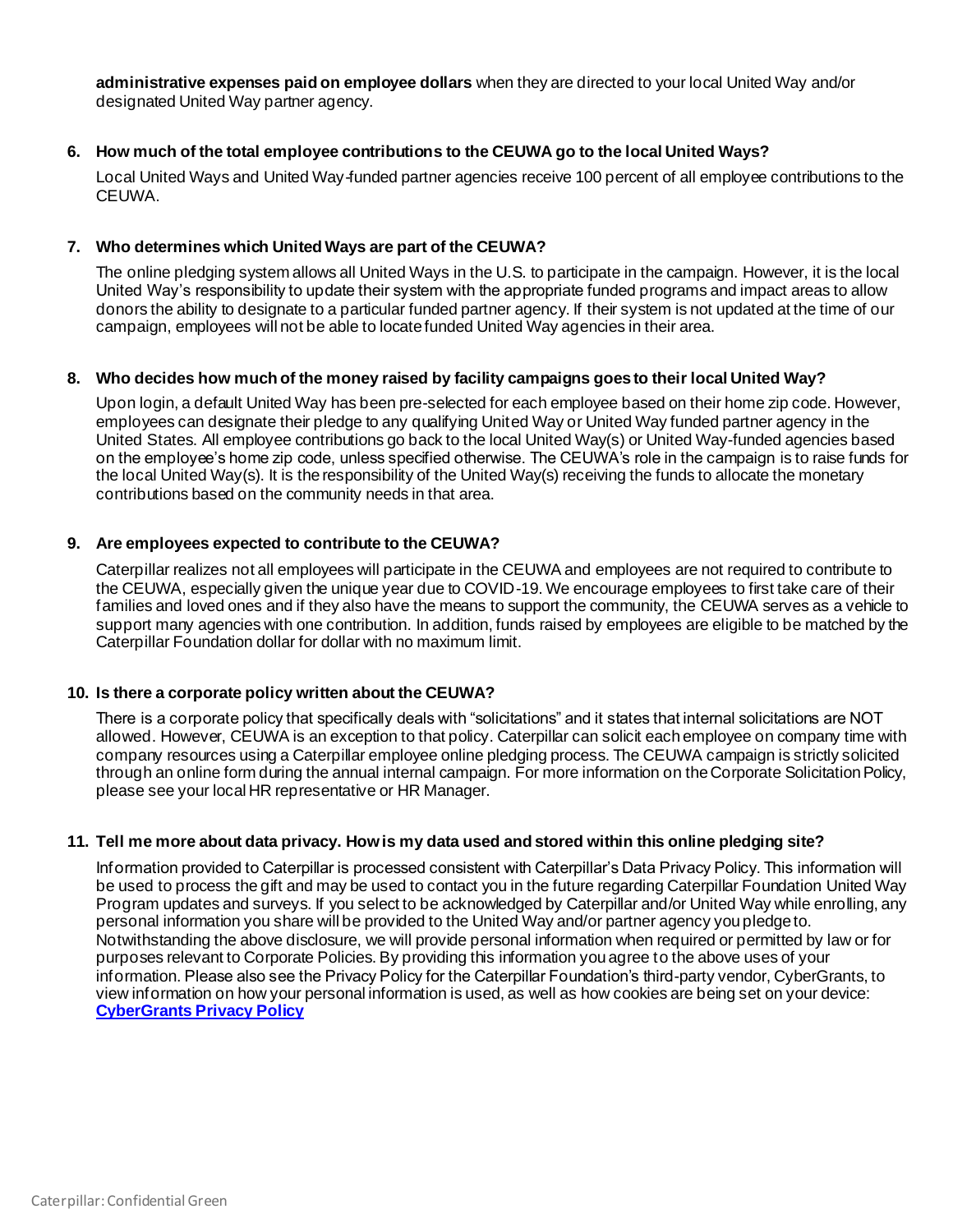**administrative expenses paid on employee dollars** when they are directed to your local United Way and/or designated United Way partner agency.

6. **How much of the total employee contributions to the CEUWA go to the local United Ways?**

   Local United Ways and United Way-funded partner agencies receive 100 percent of all employee contributions to the CEUWA.

7. **Who determines which United Ways are part of the CEUWA?**

   The online pledging system allows all United Ways in the U.S. to participate in the campaign. However, it is the local United Way's responsibility to update their system with the appropriate funded programs and impact areas to allow donors the ability to designate to a particular funded partner agency. If their system is not updated at the time of our campaign, employees will not be able to locate funded United Way agencies in their area.

8. **Who decides how much of the money raised by facility campaigns goes to their local United Way?**

   Upon login, a default United Way has been pre-selected for each employee based on their home zip code. However, employees can designate their pledge to any qualifying United Way or United Way funded partner agency in the United States. All employee contributions go back to the local United Way(s) or United Way-funded agencies based on the employee's home zip code, unless specified otherwise. The CEUWA's role in the campaign is to raise funds for the local United Way(s). It is the responsibility of the United Way(s) receiving the funds to allocate the monetary contributions based on the community needs in that area.

9. **Are employees expected to contribute to the CEUWA?**

   Caterpillar realizes not all employees will participate in the CEUWA and employees are not required to contribute to the CEUWA, especially given the unique year due to COVID-19. We encourage employees to first take care of their families and loved ones and if they also have the means to support the community, the CEUWA serves as a vehicle to support many agencies with one contribution. In addition, funds raised by employees are eligible to be matched by the Caterpillar Foundation dollar for dollar with no maximum limit.

10. **Is there a corporate policy written about the CEUWA?**

    There is a corporate policy that specifically deals with "solicitations" and it states that internal solicitations are NOT allowed. However, CEUWA is an exception to that policy. Caterpillar can solicit each employee on company time with company resources using a Caterpillar employee online pledging process. The CEUWA campaign is strictly solicited through an online form during the annual internal campaign. For more information on the Corporate Solicitation Policy, please see your local HR representative or HR Manager.

11. **Tell me more about data privacy. How is my data used and stored within this online pledging site?**

    Information provided to Caterpillar is processed consistent with Caterpillar's Data Privacy Policy. This information will be used to process the gift and may be used to contact you in the future regarding Caterpillar Foundation United Way Program updates and surveys. If you select to be acknowledged by Caterpillar and/or United Way while enrolling, any personal information you share will be provided to the United Way and/or partner agency you pledge to. Notwithstanding the above disclosure, we will provide personal information when required or permitted by law or for purposes relevant to Corporate Policies. By providing this information you agree to the above uses of your information. Please also see the Privacy Policy for the Caterpillar Foundation's third-party vendor, CyberGrants, to view information on how your personal information is used, as well as how cookies are being set on your device: **CyberGrants Privacy Policy**

Caterpillar: Confidential Green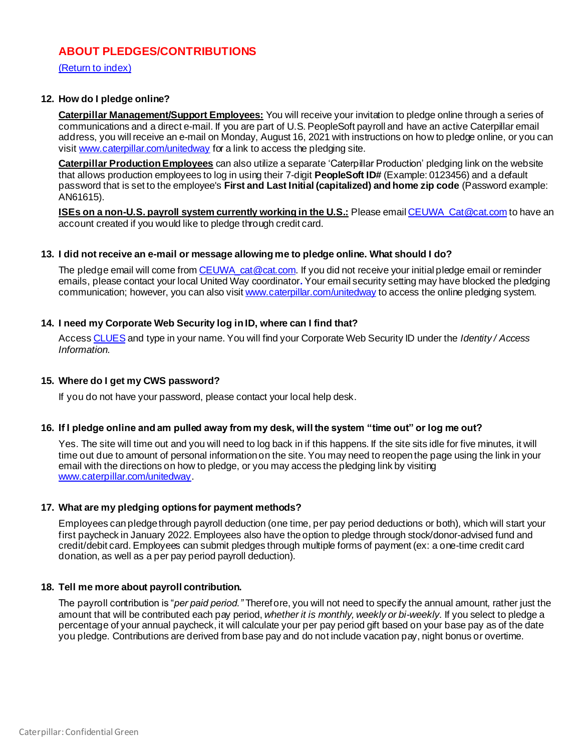## ABOUT PLEDGES/CONTRIBUTIONS

[(Return to index)](#)

**12. How do I pledge online?**

**Caterpillar Management/Support Employees:** You will receive your invitation to pledge online through a series of communications and a direct e-mail. If you are part of U.S. PeopleSoft payroll and have an active Caterpillar email address, you will receive an e-mail on Monday, August 16, 2021 with instructions on how to pledge online, or you can visit [www.caterpillar.com/unitedway](http://www.caterpillar.com/unitedway) for a link to access the pledging site.

**Caterpillar Production Employees** can also utilize a separate 'Caterpillar Production' pledging link on the website that allows production employees to log in using their 7-digit **PeopleSoft ID#** (Example: 0123456) and a default password that is set to the employee's **First and Last Initial (capitalized) and home zip code** (Password example: AN61615).

**ISEs on a non-U.S. payroll system currently working in the U.S.:** Please email [CEUWA_Cat@cat.com](mailto:CEUWA_Cat@cat.com) to have an account created if you would like to pledge through credit card.

**13. I did not receive an e-mail or message allowing me to pledge online. What should I do?**

The pledge email will come from [CEUWA_cat@cat.com](mailto:CEUWA_cat@cat.com). If you did not receive your initial pledge email or reminder emails, please contact your local United Way coordinator**.** Your email security setting may have blocked the pledging communication; however, you can also visit [www.caterpillar.com/unitedway](http://www.caterpillar.com/unitedway) to access the online pledging system.

**14. I need my Corporate Web Security log in ID, where can I find that?**

Access [CLUES](#) and type in your name. You will find your Corporate Web Security ID under the *Identity / Access Information.*

**15. Where do I get my CWS password?**

If you do not have your password, please contact your local help desk.

**16. If I pledge online and am pulled away from my desk, will the system "time out" or log me out?**

Yes. The site will time out and you will need to log back in if this happens. If the site sits idle for five minutes, it will time out due to amount of personal information on the site. You may need to reopen the page using the link in your email with the directions on how to pledge, or you may access the pledging link by visiting [www.caterpillar.com/unitedway](http://www.caterpillar.com/unitedway).

**17. What are my pledging options for payment methods?**

Employees can pledge through payroll deduction (one time, per pay period deductions or both), which will start your first paycheck in January 2022. Employees also have the option to pledge through stock/donor-advised fund and credit/debit card. Employees can submit pledges through multiple forms of payment (ex: a one-time credit card donation, as well as a per pay period payroll deduction).

**18. Tell me more about payroll contribution.**

The payroll contribution is "*per paid period."* Therefore, you will not need to specify the annual amount, rather just the amount that will be contributed each pay period, *whether it is monthly, weekly or bi-weekly*. If you select to pledge a percentage of your annual paycheck, it will calculate your per pay period gift based on your base pay as of the date you pledge. Contributions are derived from base pay and do not include vacation pay, night bonus or overtime.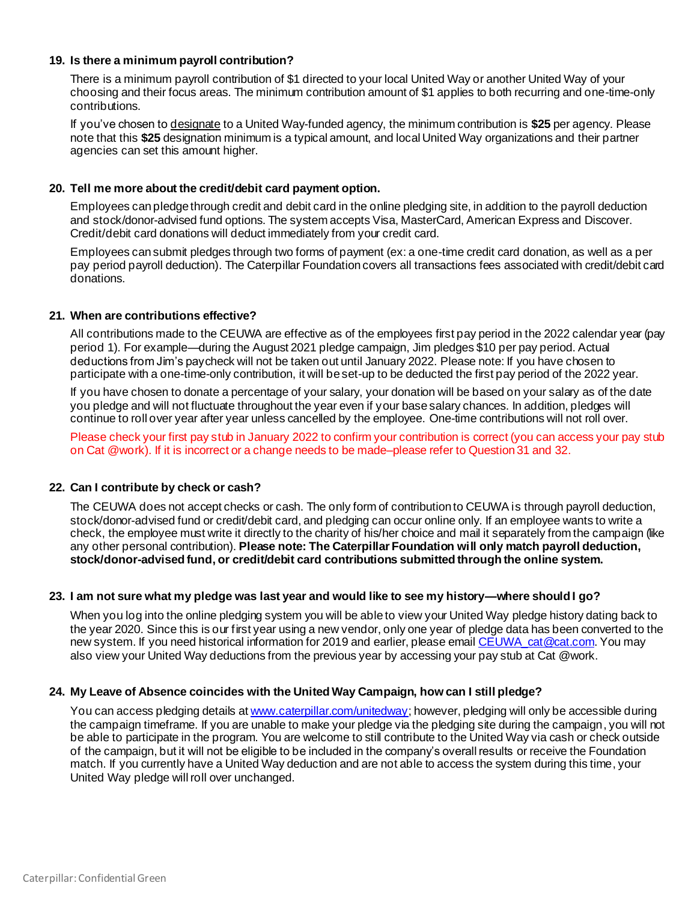**19. Is there a minimum payroll contribution?**

There is a minimum payroll contribution of $1 directed to your local United Way or another United Way of your choosing and their focus areas. The minimum contribution amount of $1 applies to both recurring and one-time-only contributions.

If you've chosen to designate to a United Way-funded agency, the minimum contribution is **$25** per agency. Please note that this **$25** designation minimum is a typical amount, and local United Way organizations and their partner agencies can set this amount higher.

**20. Tell me more about the credit/debit card payment option.**

Employees can pledge through credit and debit card in the online pledging site, in addition to the payroll deduction and stock/donor-advised fund options. The system accepts Visa, MasterCard, American Express and Discover. Credit/debit card donations will deduct immediately from your credit card.

Employees can submit pledges through two forms of payment (ex: a one-time credit card donation, as well as a per pay period payroll deduction). The Caterpillar Foundation covers all transactions fees associated with credit/debit card donations.

**21. When are contributions effective?**

All contributions made to the CEUWA are effective as of the employees first pay period in the 2022 calendar year (pay period 1). For example—during the August 2021 pledge campaign, Jim pledges $10 per pay period. Actual deductions from Jim's paycheck will not be taken out until January 2022. Please note: If you have chosen to participate with a one-time-only contribution, it will be set-up to be deducted the first pay period of the 2022 year.

If you have chosen to donate a percentage of your salary, your donation will be based on your salary as of the date you pledge and will not fluctuate throughout the year even if your base salary chances. In addition, pledges will continue to roll over year after year unless cancelled by the employee. One-time contributions will not roll over.

Please check your first pay stub in January 2022 to confirm your contribution is correct (you can access your pay stub on Cat @work). If it is incorrect or a change needs to be made–please refer to Question 31 and 32.

**22. Can I contribute by check or cash?**

The CEUWA does not accept checks or cash. The only form of contribution to CEUWA is through payroll deduction, stock/donor-advised fund or credit/debit card, and pledging can occur online only. If an employee wants to write a check, the employee must write it directly to the charity of his/her choice and mail it separately from the campaign (like any other personal contribution). **Please note: The Caterpillar Foundation will only match payroll deduction, stock/donor-advised fund, or credit/debit card contributions submitted through the online system.**

**23. I am not sure what my pledge was last year and would like to see my history—where should I go?**

When you log into the online pledging system you will be able to view your United Way pledge history dating back to the year 2020. Since this is our first year using a new vendor, only one year of pledge data has been converted to the new system. If you need historical information for 2019 and earlier, please email [CEUWA_cat@cat.com](mailto:CEUWA_cat@cat.com). You may also view your United Way deductions from the previous year by accessing your pay stub at Cat @work.

**24. My Leave of Absence coincides with the United Way Campaign, how can I still pledge?**

You can access pledging details at [www.caterpillar.com/unitedway](http://www.caterpillar.com/unitedway); however, pledging will only be accessible during the campaign timeframe. If you are unable to make your pledge via the pledging site during the campaign, you will not be able to participate in the program. You are welcome to still contribute to the United Way via cash or check outside of the campaign, but it will not be eligible to be included in the company's overall results or receive the Foundation match. If you currently have a United Way deduction and are not able to access the system during this time, your United Way pledge will roll over unchanged.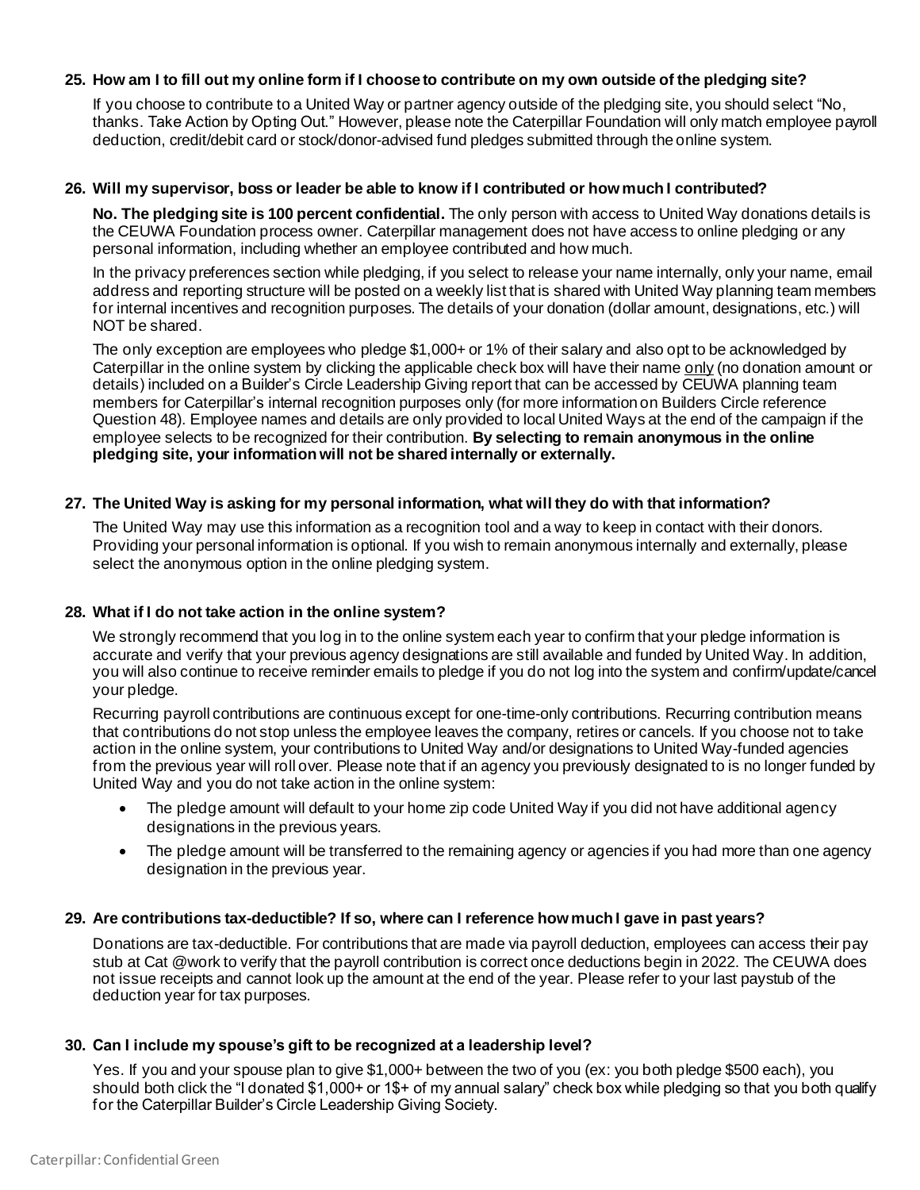**25. How am I to fill out my online form if I choose to contribute on my own outside of the pledging site?**

If you choose to contribute to a United Way or partner agency outside of the pledging site, you should select "No, thanks. Take Action by Opting Out." However, please note the Caterpillar Foundation will only match employee payroll deduction, credit/debit card or stock/donor-advised fund pledges submitted through the online system.

**26. Will my supervisor, boss or leader be able to know if I contributed or how much I contributed?**

**No. The pledging site is 100 percent confidential.** The only person with access to United Way donations details is the CEUWA Foundation process owner. Caterpillar management does not have access to online pledging or any personal information, including whether an employee contributed and how much.

In the privacy preferences section while pledging, if you select to release your name internally, only your name, email address and reporting structure will be posted on a weekly list that is shared with United Way planning team members for internal incentives and recognition purposes. The details of your donation (dollar amount, designations, etc.) will NOT be shared.

The only exception are employees who pledge $1,000+ or 1% of their salary and also opt to be acknowledged by Caterpillar in the online system by clicking the applicable check box will have their name only (no donation amount or details) included on a Builder's Circle Leadership Giving report that can be accessed by CEUWA planning team members for Caterpillar's internal recognition purposes only (for more information on Builders Circle reference Question 48). Employee names and details are only provided to local United Ways at the end of the campaign if the employee selects to be recognized for their contribution. **By selecting to remain anonymous in the online pledging site, your information will not be shared internally or externally.**

**27. The United Way is asking for my personal information, what will they do with that information?**

The United Way may use this information as a recognition tool and a way to keep in contact with their donors. Providing your personal information is optional. If you wish to remain anonymous internally and externally, please select the anonymous option in the online pledging system.

**28. What if I do not take action in the online system?**

We strongly recommend that you log in to the online system each year to confirm that your pledge information is accurate and verify that your previous agency designations are still available and funded by United Way. In addition, you will also continue to receive reminder emails to pledge if you do not log into the system and confirm/update/cancel your pledge.

Recurring payroll contributions are continuous except for one-time-only contributions. Recurring contribution means that contributions do not stop unless the employee leaves the company, retires or cancels. If you choose not to take action in the online system, your contributions to United Way and/or designations to United Way-funded agencies from the previous year will roll over. Please note that if an agency you previously designated to is no longer funded by United Way and you do not take action in the online system:

- The pledge amount will default to your home zip code United Way if you did not have additional agency designations in the previous years.
- The pledge amount will be transferred to the remaining agency or agencies if you had more than one agency designation in the previous year.

**29. Are contributions tax-deductible? If so, where can I reference how much I gave in past years?**

Donations are tax-deductible. For contributions that are made via payroll deduction, employees can access their pay stub at Cat @work to verify that the payroll contribution is correct once deductions begin in 2022. The CEUWA does not issue receipts and cannot look up the amount at the end of the year. Please refer to your last paystub of the deduction year for tax purposes.

**30. Can I include my spouse's gift to be recognized at a leadership level?**

Yes. If you and your spouse plan to give $1,000+ between the two of you (ex: you both pledge $500 each), you should both click the "I donated $1,000+ or 1$+ of my annual salary" check box while pledging so that you both qualify for the Caterpillar Builder's Circle Leadership Giving Society.

Caterpillar: Confidential Green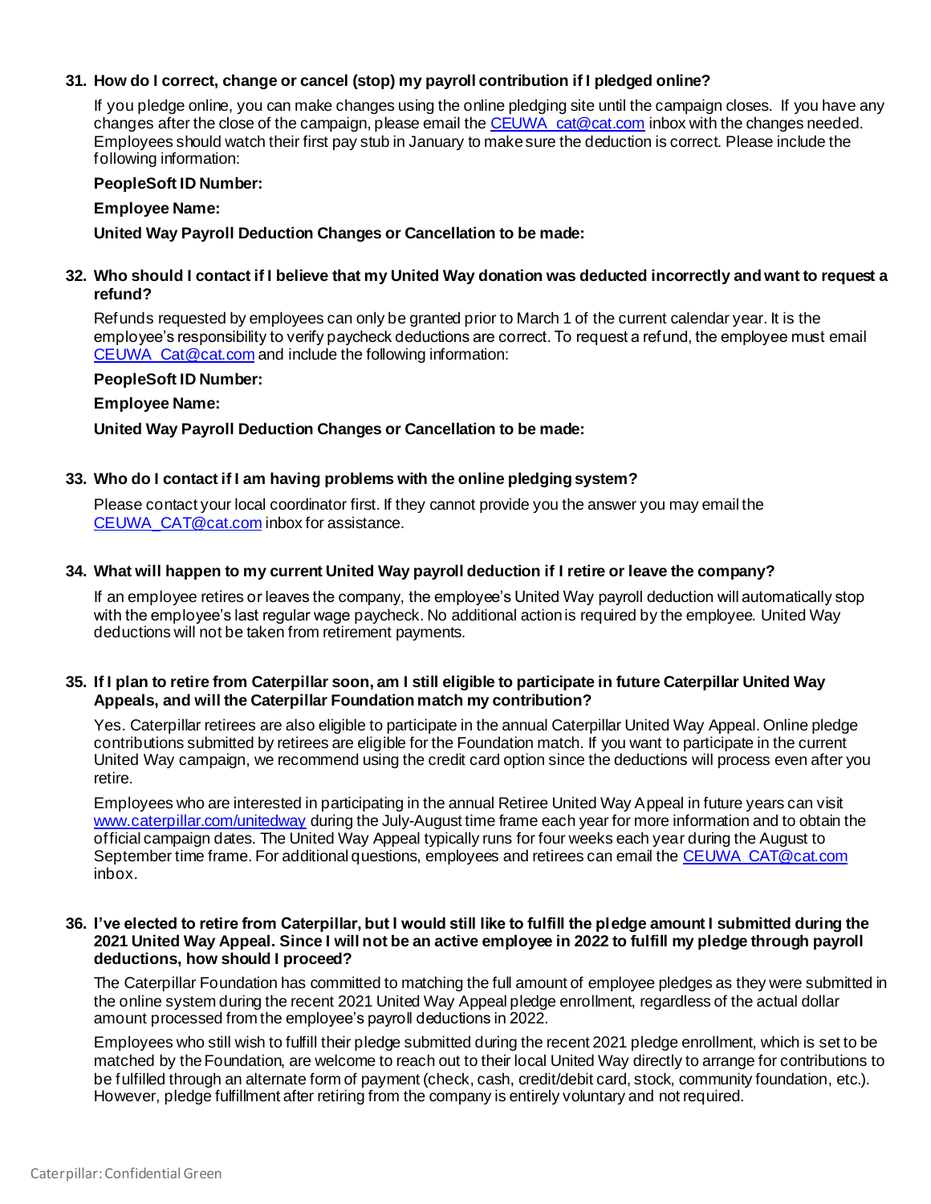**31. How do I correct, change or cancel (stop) my payroll contribution if I pledged online?**

If you pledge online, you can make changes using the online pledging site until the campaign closes. If you have any changes after the close of the campaign, please email the CEUWA_cat@cat.com inbox with the changes needed. Employees should watch their first pay stub in January to make sure the deduction is correct. Please include the following information:

**PeopleSoft ID Number:**

**Employee Name:**

**United Way Payroll Deduction Changes or Cancellation to be made:**

**32. Who should I contact if I believe that my United Way donation was deducted incorrectly and want to request a refund?**

Refunds requested by employees can only be granted prior to March 1 of the current calendar year. It is the employee's responsibility to verify paycheck deductions are correct. To request a refund, the employee must email CEUWA_Cat@cat.com and include the following information:

**PeopleSoft ID Number:**

**Employee Name:**

**United Way Payroll Deduction Changes or Cancellation to be made:**

**33. Who do I contact if I am having problems with the online pledging system?**

Please contact your local coordinator first. If they cannot provide you the answer you may email the CEUWA_CAT@cat.com inbox for assistance.

**34. What will happen to my current United Way payroll deduction if I retire or leave the company?**

If an employee retires or leaves the company, the employee's United Way payroll deduction will automatically stop with the employee's last regular wage paycheck. No additional action is required by the employee. United Way deductions will not be taken from retirement payments.

**35. If I plan to retire from Caterpillar soon, am I still eligible to participate in future Caterpillar United Way Appeals, and will the Caterpillar Foundation match my contribution?**

Yes. Caterpillar retirees are also eligible to participate in the annual Caterpillar United Way Appeal. Online pledge contributions submitted by retirees are eligible for the Foundation match. If you want to participate in the current United Way campaign, we recommend using the credit card option since the deductions will process even after you retire.

Employees who are interested in participating in the annual Retiree United Way Appeal in future years can visit www.caterpillar.com/unitedway during the July-August time frame each year for more information and to obtain the official campaign dates. The United Way Appeal typically runs for four weeks each year during the August to September time frame. For additional questions, employees and retirees can email the CEUWA_CAT@cat.com inbox.

**36. I've elected to retire from Caterpillar, but I would still like to fulfill the pledge amount I submitted during the 2021 United Way Appeal. Since I will not be an active employee in 2022 to fulfill my pledge through payroll deductions, how should I proceed?**

The Caterpillar Foundation has committed to matching the full amount of employee pledges as they were submitted in the online system during the recent 2021 United Way Appeal pledge enrollment, regardless of the actual dollar amount processed from the employee's payroll deductions in 2022.

Employees who still wish to fulfill their pledge submitted during the recent 2021 pledge enrollment, which is set to be matched by the Foundation, are welcome to reach out to their local United Way directly to arrange for contributions to be fulfilled through an alternate form of payment (check, cash, credit/debit card, stock, community foundation, etc.). However, pledge fulfillment after retiring from the company is entirely voluntary and not required.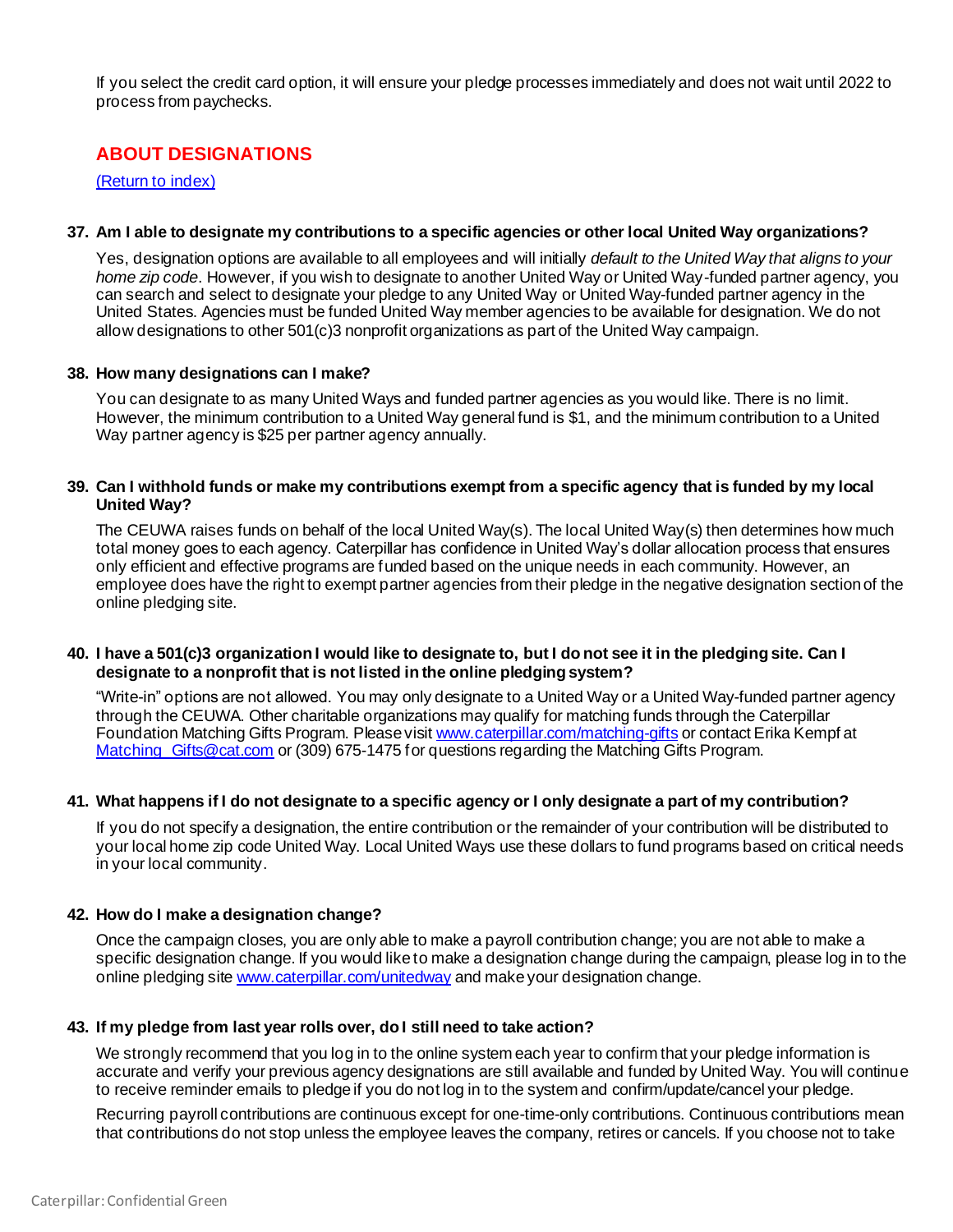If you select the credit card option, it will ensure your pledge processes immediately and does not wait until 2022 to process from paychecks.

## ABOUT DESIGNATIONS

[(Return to index)]()

**37. Am I able to designate my contributions to a specific agencies or other local United Way organizations?**

Yes, designation options are available to all employees and will initially *default to the United Way that aligns to your home zip code*. However, if you wish to designate to another United Way or United Way-funded partner agency, you can search and select to designate your pledge to any United Way or United Way-funded partner agency in the United States. Agencies must be funded United Way member agencies to be available for designation. We do not allow designations to other 501(c)3 nonprofit organizations as part of the United Way campaign.

**38. How many designations can I make?**

You can designate to as many United Ways and funded partner agencies as you would like. There is no limit. However, the minimum contribution to a United Way general fund is $1, and the minimum contribution to a United Way partner agency is $25 per partner agency annually.

**39. Can I withhold funds or make my contributions exempt from a specific agency that is funded by my local United Way?**

The CEUWA raises funds on behalf of the local United Way(s). The local United Way(s) then determines how much total money goes to each agency. Caterpillar has confidence in United Way's dollar allocation process that ensures only efficient and effective programs are funded based on the unique needs in each community. However, an employee does have the right to exempt partner agencies from their pledge in the negative designation section of the online pledging site.

**40. I have a 501(c)3 organization I would like to designate to, but I do not see it in the pledging site. Can I designate to a nonprofit that is not listed in the online pledging system?**

"Write-in" options are not allowed. You may only designate to a United Way or a United Way-funded partner agency through the CEUWA. Other charitable organizations may qualify for matching funds through the Caterpillar Foundation Matching Gifts Program. Please visit [www.caterpillar.com/matching-gifts](www.caterpillar.com/matching-gifts) or contact Erika Kempf at [Matching_Gifts@cat.com](mailto:Matching_Gifts@cat.com) or (309) 675-1475 for questions regarding the Matching Gifts Program.

**41. What happens if I do not designate to a specific agency or I only designate a part of my contribution?**

If you do not specify a designation, the entire contribution or the remainder of your contribution will be distributed to your local home zip code United Way. Local United Ways use these dollars to fund programs based on critical needs in your local community.

**42. How do I make a designation change?**

Once the campaign closes, you are only able to make a payroll contribution change; you are not able to make a specific designation change. If you would like to make a designation change during the campaign, please log in to the online pledging site [www.caterpillar.com/unitedway](www.caterpillar.com/unitedway) and make your designation change.

**43. If my pledge from last year rolls over, do I still need to take action?**

We strongly recommend that you log in to the online system each year to confirm that your pledge information is accurate and verify your previous agency designations are still available and funded by United Way. You will continue to receive reminder emails to pledge if you do not log in to the system and confirm/update/cancel your pledge.

Recurring payroll contributions are continuous except for one-time-only contributions. Continuous contributions mean that contributions do not stop unless the employee leaves the company, retires or cancels. If you choose not to take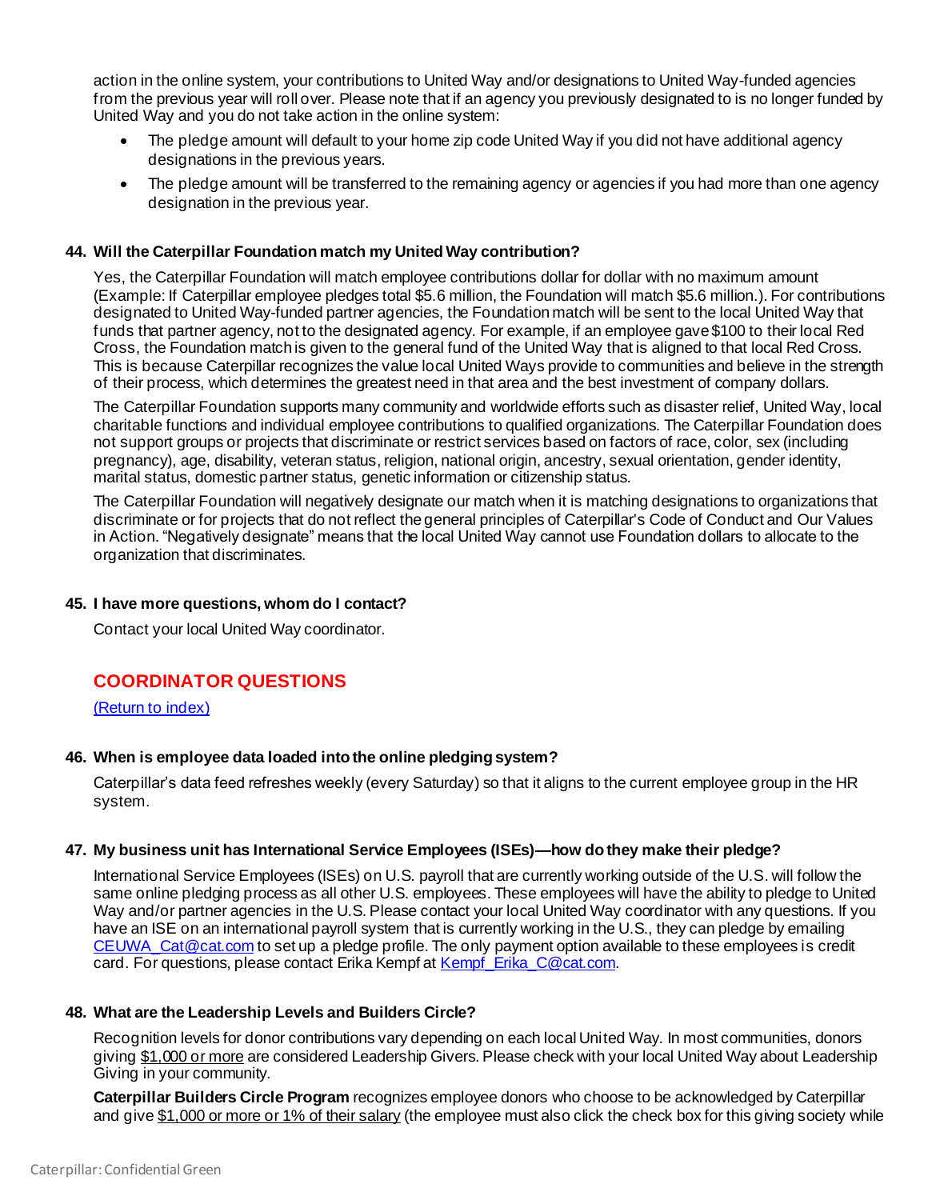action in the online system, your contributions to United Way and/or designations to United Way-funded agencies from the previous year will roll over. Please note that if an agency you previously designated to is no longer funded by United Way and you do not take action in the online system:

- The pledge amount will default to your home zip code United Way if you did not have additional agency designations in the previous years.
- The pledge amount will be transferred to the remaining agency or agencies if you had more than one agency designation in the previous year.

**44. Will the Caterpillar Foundation match my United Way contribution?**

Yes, the Caterpillar Foundation will match employee contributions dollar for dollar with no maximum amount (Example: If Caterpillar employee pledges total $5.6 million, the Foundation will match $5.6 million.). For contributions designated to United Way-funded partner agencies, the Foundation match will be sent to the local United Way that funds that partner agency, not to the designated agency. For example, if an employee gave $100 to their local Red Cross, the Foundation match is given to the general fund of the United Way that is aligned to that local Red Cross. This is because Caterpillar recognizes the value local United Ways provide to communities and believe in the strength of their process, which determines the greatest need in that area and the best investment of company dollars.

The Caterpillar Foundation supports many community and worldwide efforts such as disaster relief, United Way, local charitable functions and individual employee contributions to qualified organizations. The Caterpillar Foundation does not support groups or projects that discriminate or restrict services based on factors of race, color, sex (including pregnancy), age, disability, veteran status, religion, national origin, ancestry, sexual orientation, gender identity, marital status, domestic partner status, genetic information or citizenship status.

The Caterpillar Foundation will negatively designate our match when it is matching designations to organizations that discriminate or for projects that do not reflect the general principles of Caterpillar's Code of Conduct and Our Values in Action. "Negatively designate" means that the local United Way cannot use Foundation dollars to allocate to the organization that discriminates.

**45. I have more questions, whom do I contact?**

Contact your local United Way coordinator.

## COORDINATOR QUESTIONS

(Return to index)

**46. When is employee data loaded into the online pledging system?**

Caterpillar's data feed refreshes weekly (every Saturday) so that it aligns to the current employee group in the HR system.

**47. My business unit has International Service Employees (ISEs)—how do they make their pledge?**

International Service Employees (ISEs) on U.S. payroll that are currently working outside of the U.S. will follow the same online pledging process as all other U.S. employees. These employees will have the ability to pledge to United Way and/or partner agencies in the U.S. Please contact your local United Way coordinator with any questions. If you have an ISE on an international payroll system that is currently working in the U.S., they can pledge by emailing CEUWA_Cat@cat.com to set up a pledge profile. The only payment option available to these employees is credit card. For questions, please contact Erika Kempf at Kempf_Erika_C@cat.com.

**48. What are the Leadership Levels and Builders Circle?**

Recognition levels for donor contributions vary depending on each local United Way. In most communities, donors giving $1,000 or more are considered Leadership Givers. Please check with your local United Way about Leadership Giving in your community.

**Caterpillar Builders Circle Program** recognizes employee donors who choose to be acknowledged by Caterpillar and give $1,000 or more or 1% of their salary (the employee must also click the check box for this giving society while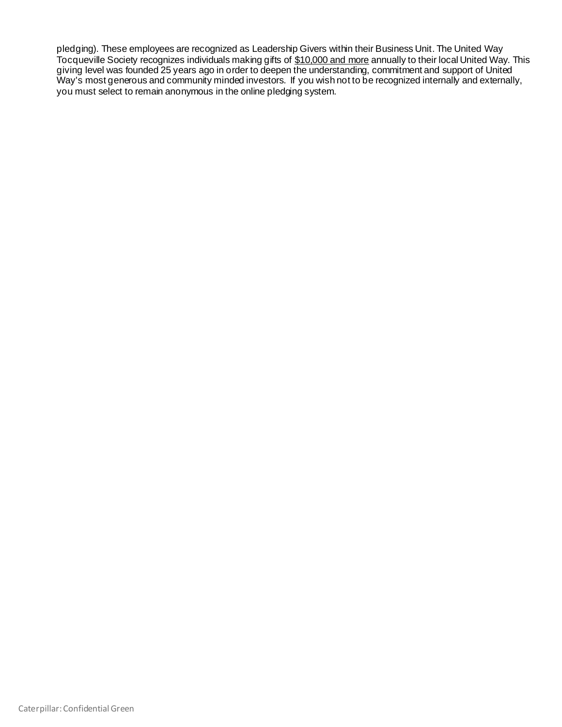pledging). These employees are recognized as Leadership Givers within their Business Unit. The United Way Tocqueville Society recognizes individuals making gifts of <u>$10,000 and more</u> annually to their local United Way. This giving level was founded 25 years ago in order to deepen the understanding, commitment and support of United Way's most generous and community minded investors. If you wish not to be recognized internally and externally, you must select to remain anonymous in the online pledging system.